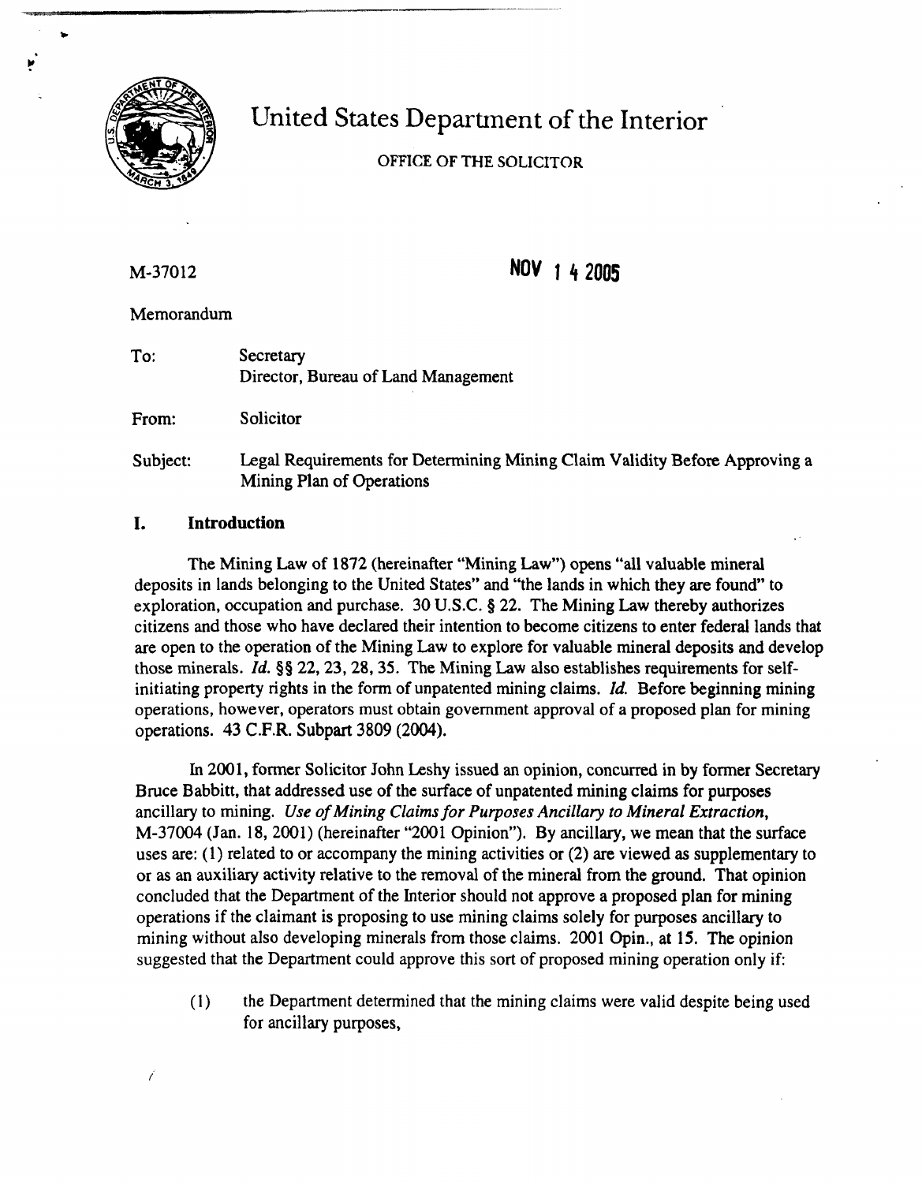# United States Department of the Interior

OFFICE OF THE SOLICITOR

M-37012

**NOV 14 2005**

Memorandum

To: Secretary
Director, Bureau of Land Management

From: Solicitor

Subject: Legal Requirements for Determining Mining Claim Validity Before Approving a Mining Plan of Operations

## I. Introduction

The Mining Law of 1872 (hereinafter "Mining Law") opens "all valuable mineral deposits in lands belonging to the United States" and "the lands in which they are found" to exploration, occupation and purchase. 30 U.S.C. § 22. The Mining Law thereby authorizes citizens and those who have declared their intention to become citizens to enter federal lands that are open to the operation of the Mining Law to explore for valuable mineral deposits and develop those minerals. *Id.* §§ 22, 23, 28, 35. The Mining Law also establishes requirements for self-initiating property rights in the form of unpatented mining claims. *Id.* Before beginning mining operations, however, operators must obtain government approval of a proposed plan for mining operations. 43 C.F.R. Subpart 3809 (2004).

In 2001, former Solicitor John Leshy issued an opinion, concurred in by former Secretary Bruce Babbitt, that addressed use of the surface of unpatented mining claims for purposes ancillary to mining. *Use of Mining Claims for Purposes Ancillary to Mineral Extraction*, M-37004 (Jan. 18, 2001) (hereinafter "2001 Opinion"). By ancillary, we mean that the surface uses are: (1) related to or accompany the mining activities or (2) are viewed as supplementary to or as an auxiliary activity relative to the removal of the mineral from the ground. That opinion concluded that the Department of the Interior should not approve a proposed plan for mining operations if the claimant is proposing to use mining claims solely for purposes ancillary to mining without also developing minerals from those claims. 2001 Opin., at 15. The opinion suggested that the Department could approve this sort of proposed mining operation only if:

(1) the Department determined that the mining claims were valid despite being used for ancillary purposes,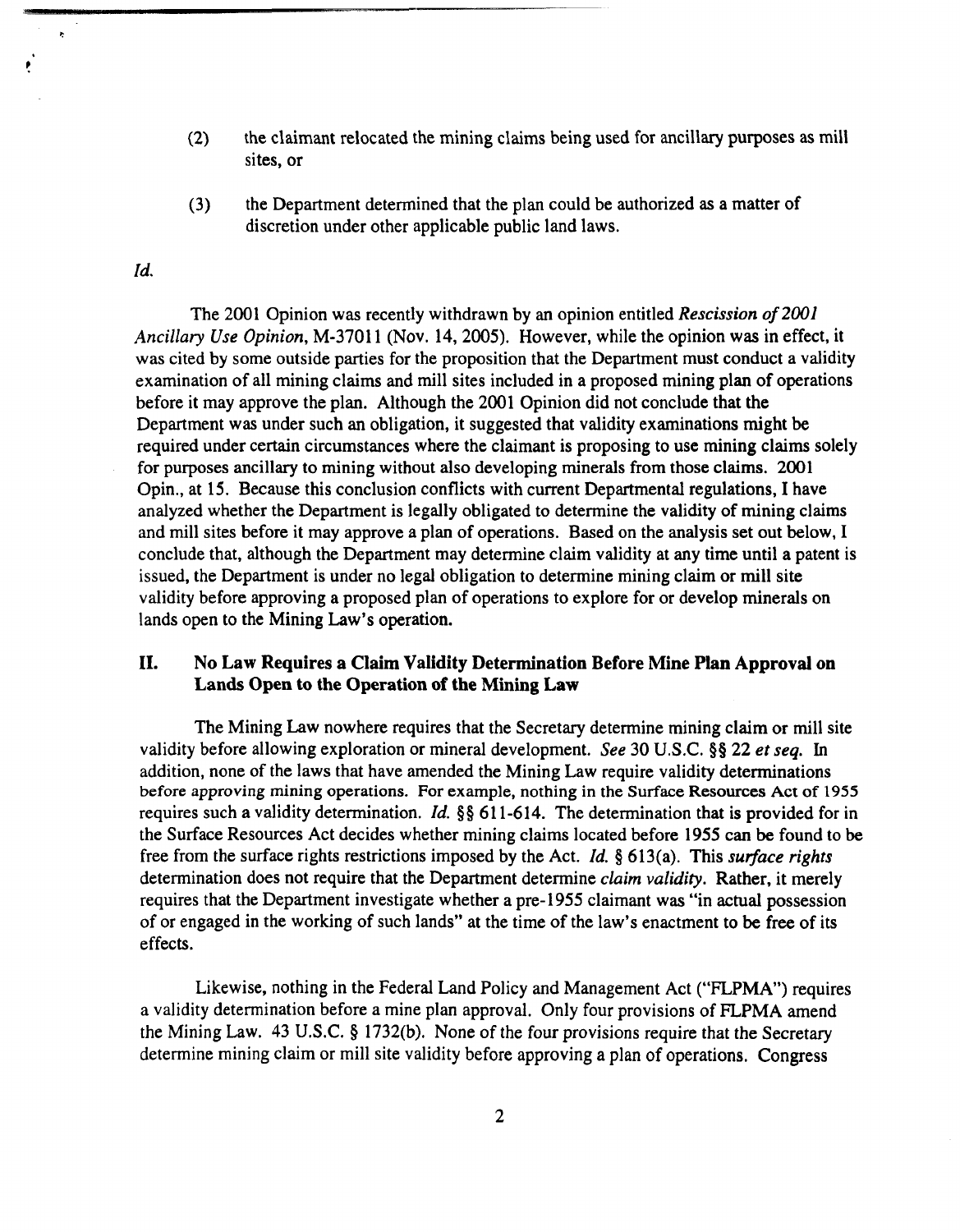(2) the claimant relocated the mining claims being used for ancillary purposes as mill sites, or

(3) the Department determined that the plan could be authorized as a matter of discretion under other applicable public land laws.

*Id.*

The 2001 Opinion was recently withdrawn by an opinion entitled *Rescission of 2001 Ancillary Use Opinion*, M-37011 (Nov. 14, 2005). However, while the opinion was in effect, it was cited by some outside parties for the proposition that the Department must conduct a validity examination of all mining claims and mill sites included in a proposed mining plan of operations before it may approve the plan. Although the 2001 Opinion did not conclude that the Department was under such an obligation, it suggested that validity examinations might be required under certain circumstances where the claimant is proposing to use mining claims solely for purposes ancillary to mining without also developing minerals from those claims. 2001 Opin., at 15. Because this conclusion conflicts with current Departmental regulations, I have analyzed whether the Department is legally obligated to determine the validity of mining claims and mill sites before it may approve a plan of operations. Based on the analysis set out below, I conclude that, although the Department may determine claim validity at any time until a patent is issued, the Department is under no legal obligation to determine mining claim or mill site validity before approving a proposed plan of operations to explore for or develop minerals on lands open to the Mining Law's operation.

## II. No Law Requires a Claim Validity Determination Before Mine Plan Approval on Lands Open to the Operation of the Mining Law

The Mining Law nowhere requires that the Secretary determine mining claim or mill site validity before allowing exploration or mineral development. *See* 30 U.S.C. §§ 22 *et seq.* In addition, none of the laws that have amended the Mining Law require validity determinations before approving mining operations. For example, nothing in the Surface Resources Act of 1955 requires such a validity determination. *Id.* §§ 611-614. The determination that is provided for in the Surface Resources Act decides whether mining claims located before 1955 can be found to be free from the surface rights restrictions imposed by the Act. *Id.* § 613(a). This *surface rights* determination does not require that the Department determine *claim validity*. Rather, it merely requires that the Department investigate whether a pre-1955 claimant was "in actual possession of or engaged in the working of such lands" at the time of the law's enactment to be free of its effects.

Likewise, nothing in the Federal Land Policy and Management Act ("FLPMA") requires a validity determination before a mine plan approval. Only four provisions of FLPMA amend the Mining Law. 43 U.S.C. § 1732(b). None of the four provisions require that the Secretary determine mining claim or mill site validity before approving a plan of operations. Congress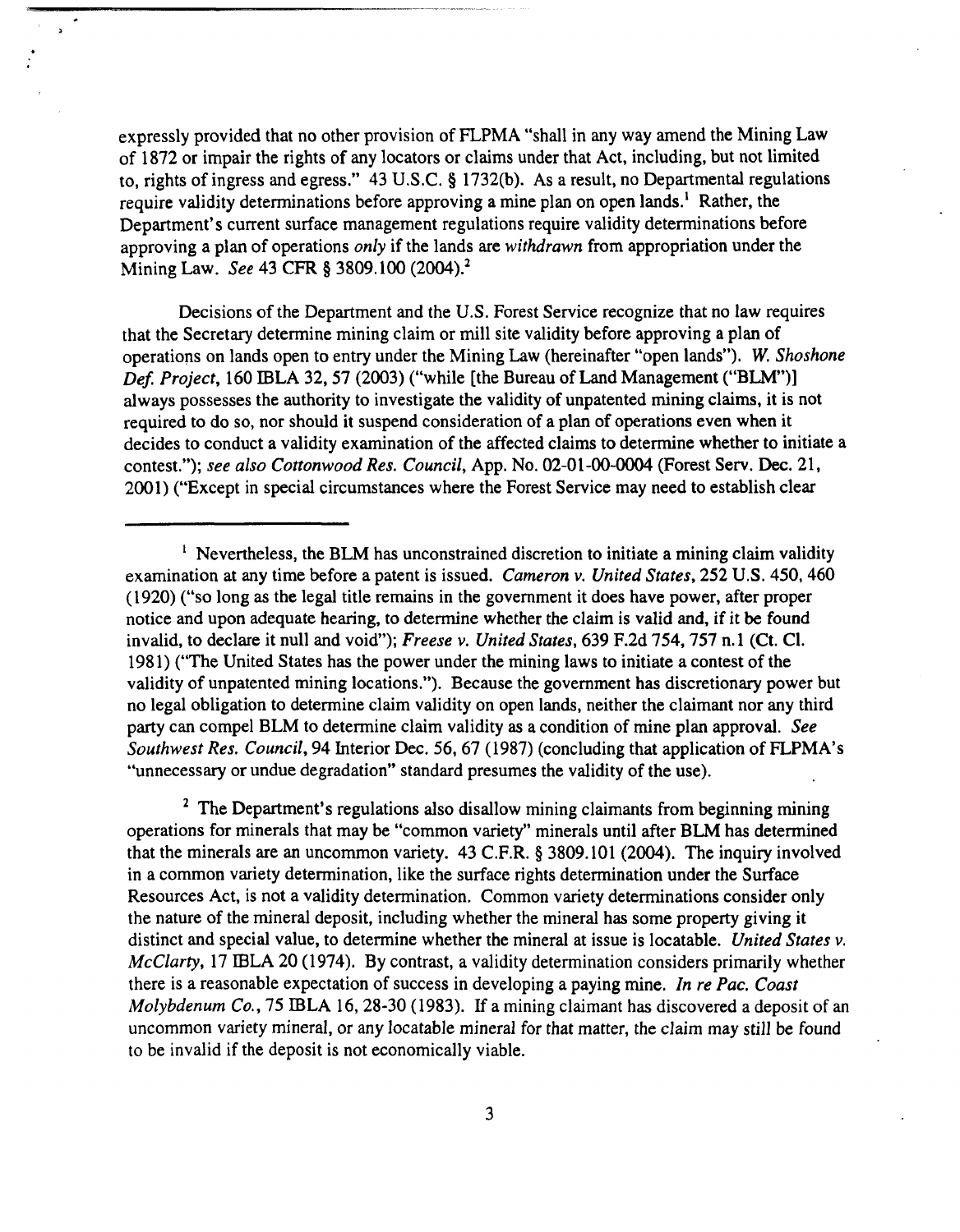expressly provided that no other provision of FLPMA "shall in any way amend the Mining Law of 1872 or impair the rights of any locators or claims under that Act, including, but not limited to, rights of ingress and egress." 43 U.S.C. § 1732(b). As a result, no Departmental regulations require validity determinations before approving a mine plan on open lands.[1] Rather, the Department's current surface management regulations require validity determinations before approving a plan of operations *only* if the lands are *withdrawn* from appropriation under the Mining Law. *See* 43 CFR § 3809.100 (2004).[2]

Decisions of the Department and the U.S. Forest Service recognize that no law requires that the Secretary determine mining claim or mill site validity before approving a plan of operations on lands open to entry under the Mining Law (hereinafter "open lands"). *W. Shoshone Def. Project*, 160 IBLA 32, 57 (2003) ("while [the Bureau of Land Management ("BLM")] always possesses the authority to investigate the validity of unpatented mining claims, it is not required to do so, nor should it suspend consideration of a plan of operations even when it decides to conduct a validity examination of the affected claims to determine whether to initiate a contest."); *see also Cottonwood Res. Council*, App. No. 02-01-00-0004 (Forest Serv. Dec. 21, 2001) ("Except in special circumstances where the Forest Service may need to establish clear

---

[1] Nevertheless, the BLM has unconstrained discretion to initiate a mining claim validity examination at any time before a patent is issued. *Cameron v. United States*, 252 U.S. 450, 460 (1920) ("so long as the legal title remains in the government it does have power, after proper notice and upon adequate hearing, to determine whether the claim is valid and, if it be found invalid, to declare it null and void"); *Freese v. United States*, 639 F.2d 754, 757 n.1 (Ct. Cl. 1981) ("The United States has the power under the mining laws to initiate a contest of the validity of unpatented mining locations."). Because the government has discretionary power but no legal obligation to determine claim validity on open lands, neither the claimant nor any third party can compel BLM to determine claim validity as a condition of mine plan approval. *See Southwest Res. Council*, 94 Interior Dec. 56, 67 (1987) (concluding that application of FLPMA's "unnecessary or undue degradation" standard presumes the validity of the use).

[2] The Department's regulations also disallow mining claimants from beginning mining operations for minerals that may be "common variety" minerals until after BLM has determined that the minerals are an uncommon variety. 43 C.F.R. § 3809.101 (2004). The inquiry involved in a common variety determination, like the surface rights determination under the Surface Resources Act, is not a validity determination. Common variety determinations consider only the nature of the mineral deposit, including whether the mineral has some property giving it distinct and special value, to determine whether the mineral at issue is locatable. *United States v. McClarty*, 17 IBLA 20 (1974). By contrast, a validity determination considers primarily whether there is a reasonable expectation of success in developing a paying mine. *In re Pac. Coast Molybdenum Co.*, 75 IBLA 16, 28-30 (1983). If a mining claimant has discovered a deposit of an uncommon variety mineral, or any locatable mineral for that matter, the claim may still be found to be invalid if the deposit is not economically viable.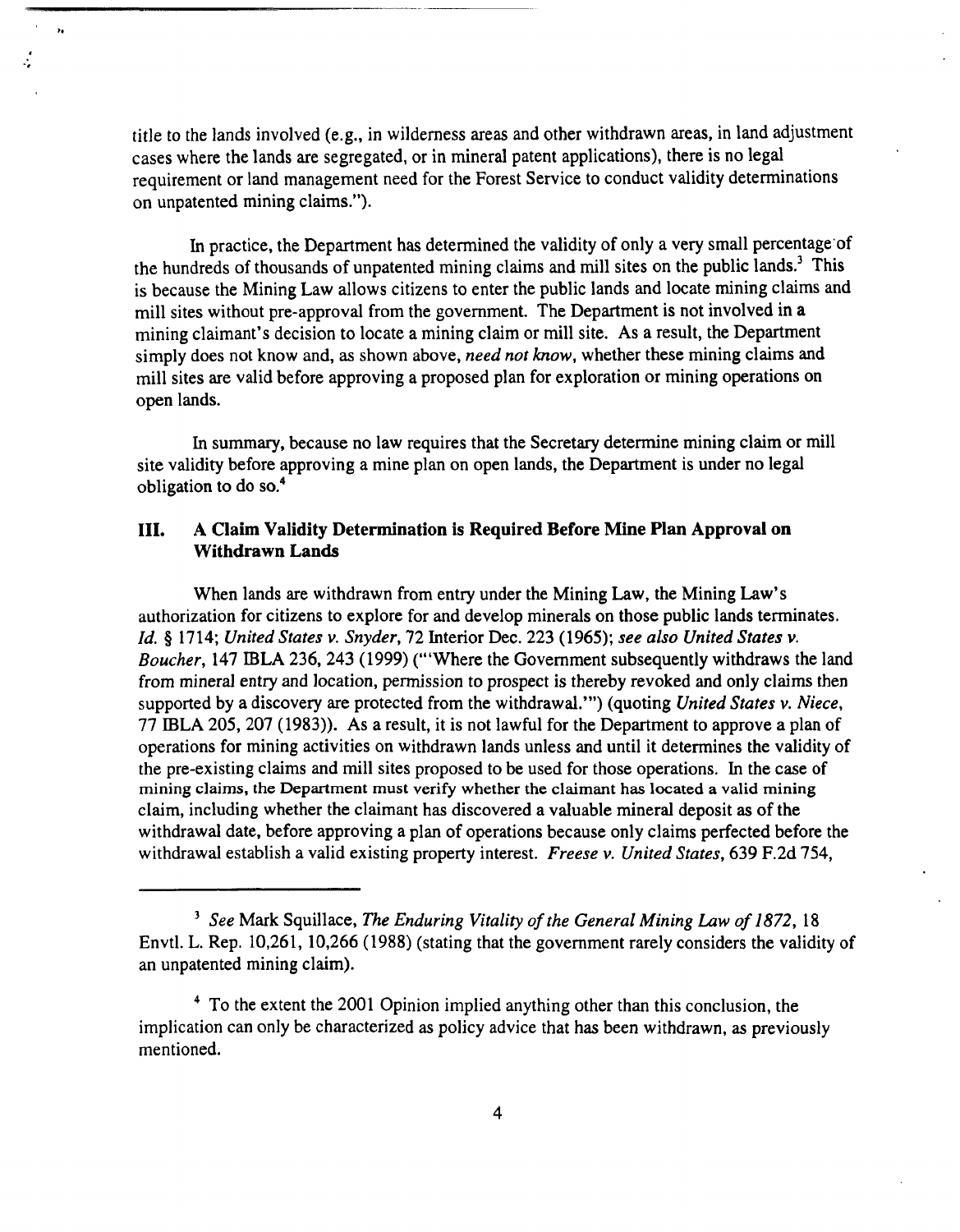title to the lands involved (e.g., in wilderness areas and other withdrawn areas, in land adjustment cases where the lands are segregated, or in mineral patent applications), there is no legal requirement or land management need for the Forest Service to conduct validity determinations on unpatented mining claims.").

In practice, the Department has determined the validity of only a very small percentage of the hundreds of thousands of unpatented mining claims and mill sites on the public lands.[3] This is because the Mining Law allows citizens to enter the public lands and locate mining claims and mill sites without pre-approval from the government. The Department is not involved in a mining claimant's decision to locate a mining claim or mill site. As a result, the Department simply does not know and, as shown above, *need not know*, whether these mining claims and mill sites are valid before approving a proposed plan for exploration or mining operations on open lands.

In summary, because no law requires that the Secretary determine mining claim or mill site validity before approving a mine plan on open lands, the Department is under no legal obligation to do so.[4]

## III. A Claim Validity Determination is Required Before Mine Plan Approval on Withdrawn Lands

When lands are withdrawn from entry under the Mining Law, the Mining Law's authorization for citizens to explore for and develop minerals on those public lands terminates. *Id.* § 1714; *United States v. Snyder*, 72 Interior Dec. 223 (1965); *see also United States v. Boucher*, 147 IBLA 236, 243 (1999) ("'Where the Government subsequently withdraws the land from mineral entry and location, permission to prospect is thereby revoked and only claims then supported by a discovery are protected from the withdrawal.'") (quoting *United States v. Niece*, 77 IBLA 205, 207 (1983)). As a result, it is not lawful for the Department to approve a plan of operations for mining activities on withdrawn lands unless and until it determines the validity of the pre-existing claims and mill sites proposed to be used for those operations. In the case of mining claims, the Department must verify whether the claimant has located a valid mining claim, including whether the claimant has discovered a valuable mineral deposit as of the withdrawal date, before approving a plan of operations because only claims perfected before the withdrawal establish a valid existing property interest. *Freese v. United States*, 639 F.2d 754,

[3] *See* Mark Squillace, *The Enduring Vitality of the General Mining Law of 1872*, 18 Envtl. L. Rep. 10,261, 10,266 (1988) (stating that the government rarely considers the validity of an unpatented mining claim).

[4] To the extent the 2001 Opinion implied anything other than this conclusion, the implication can only be characterized as policy advice that has been withdrawn, as previously mentioned.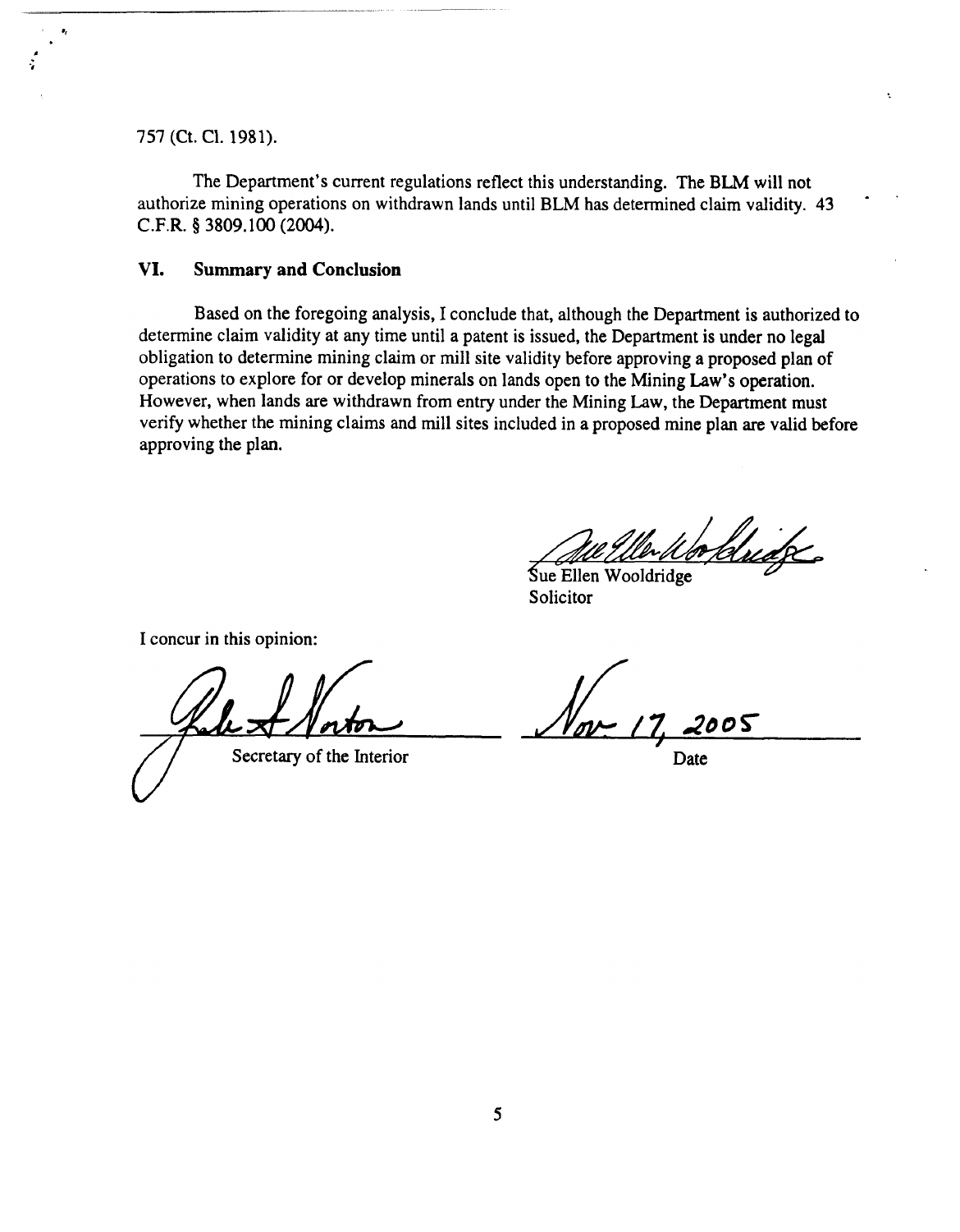757 (Ct. Cl. 1981).

The Department's current regulations reflect this understanding. The BLM will not authorize mining operations on withdrawn lands until BLM has determined claim validity. 43 C.F.R. § 3809.100 (2004).

## VI. Summary and Conclusion

Based on the foregoing analysis, I conclude that, although the Department is authorized to determine claim validity at any time until a patent is issued, the Department is under no legal obligation to determine mining claim or mill site validity before approving a proposed plan of operations to explore for or develop minerals on lands open to the Mining Law's operation. However, when lands are withdrawn from entry under the Mining Law, the Department must verify whether the mining claims and mill sites included in a proposed mine plan are valid before approving the plan.

Sue Ellen Wooldridge
Solicitor

I concur in this opinion:

Secretary of the Interior

Nov 17, 2005
Date